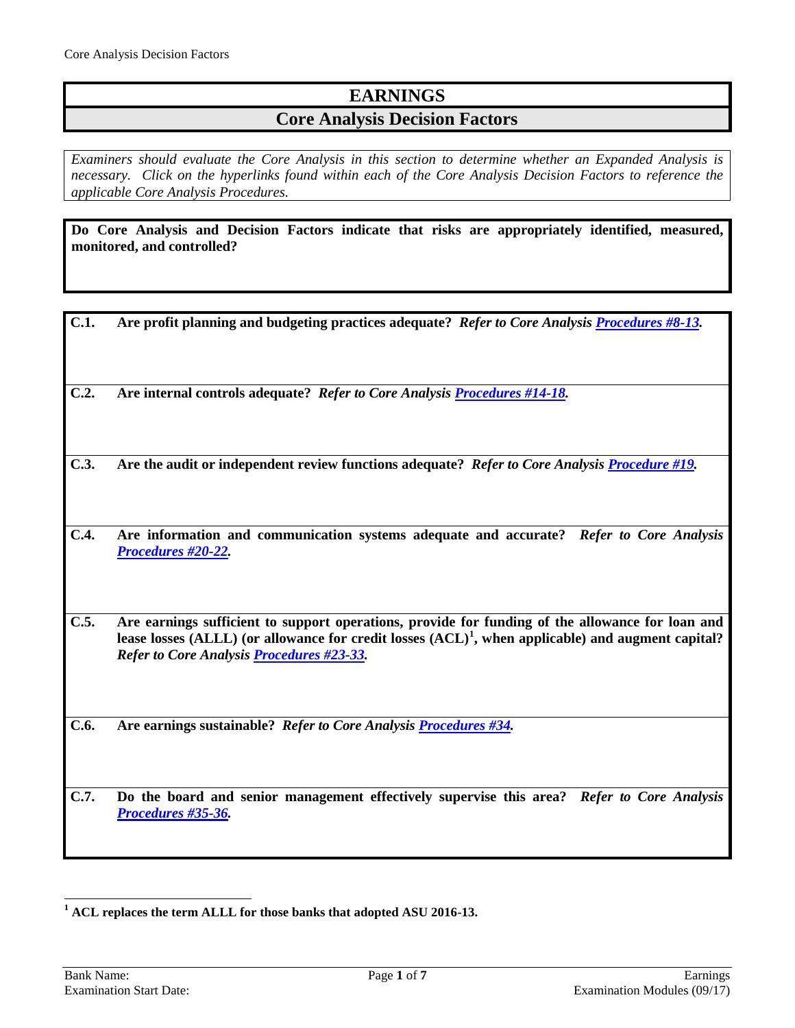# EARNINGS

## Core Analysis Decision Factors

*Examiners should evaluate the Core Analysis in this section to determine whether an Expanded Analysis is necessary. Click on the hyperlinks found within each of the Core Analysis Decision Factors to reference the applicable Core Analysis Procedures.*

**Do Core Analysis and Decision Factors indicate that risks are appropriately identified, measured, monitored, and controlled?**

**C.1. Are profit planning and budgeting practices adequate?** ***Refer to Core Analysis Procedures #8-13.***

**C.2. Are internal controls adequate?** ***Refer to Core Analysis Procedures #14-18.***

**C.3. Are the audit or independent review functions adequate?** ***Refer to Core Analysis Procedure #19.***

**C.4. Are information and communication systems adequate and accurate?** ***Refer to Core Analysis Procedures #20-22.***

**C.5. Are earnings sufficient to support operations, provide for funding of the allowance for loan and lease losses (ALLL) (or allowance for credit losses (ACL)[1], when applicable) and augment capital?** ***Refer to Core Analysis Procedures #23-33.***

**C.6. Are earnings sustainable?** ***Refer to Core Analysis Procedures #34.***

**C.7. Do the board and senior management effectively supervise this area?** ***Refer to Core Analysis Procedures #35-36.***

---

**[1] ACL replaces the term ALLL for those banks that adopted ASU 2016-13.**

Bank Name:

Examination Start Date: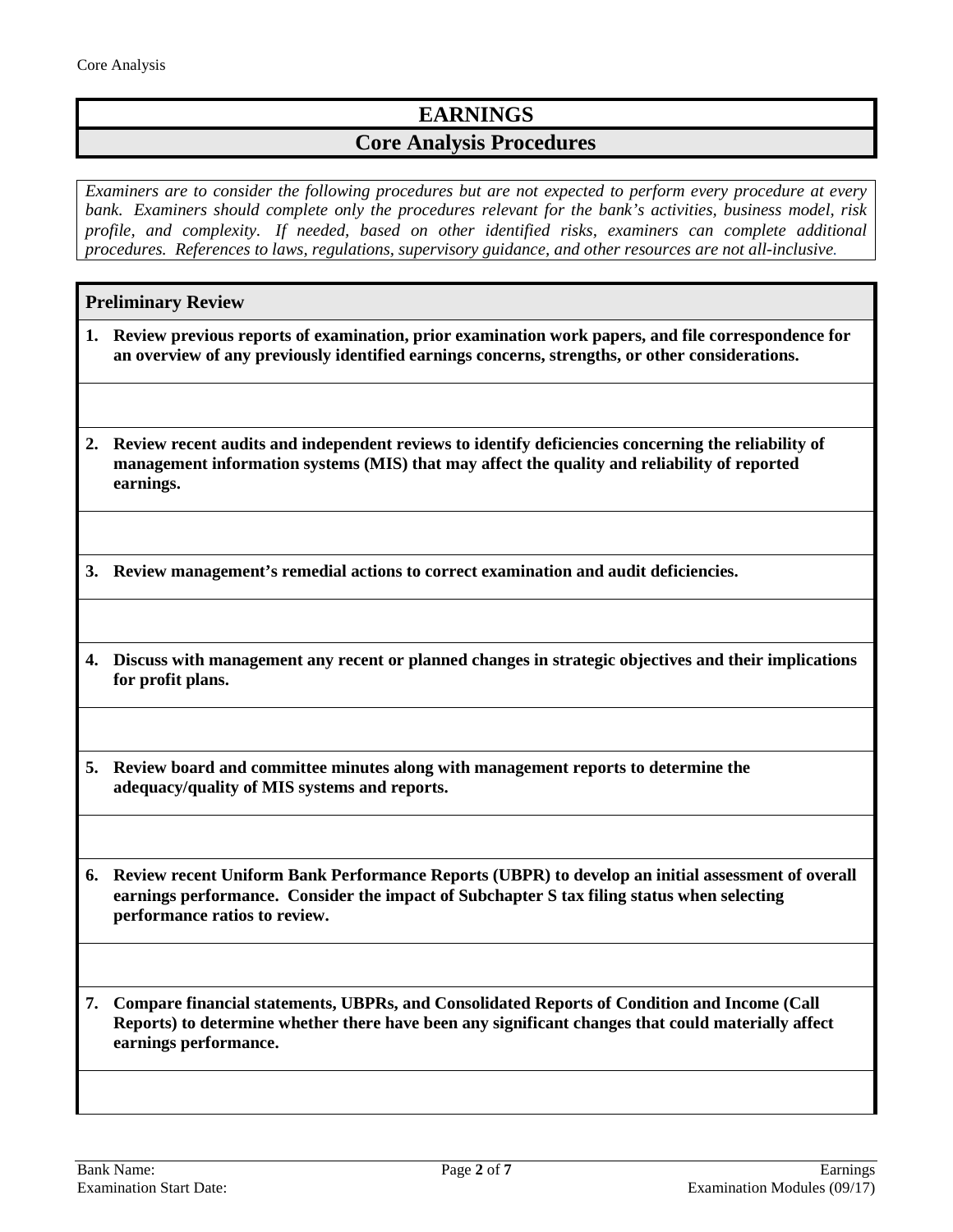# EARNINGS

## Core Analysis Procedures

*Examiners are to consider the following procedures but are not expected to perform every procedure at every bank. Examiners should complete only the procedures relevant for the bank's activities, business model, risk profile, and complexity. If needed, based on other identified risks, examiners can complete additional procedures. References to laws, regulations, supervisory guidance, and other resources are not all-inclusive.*

### Preliminary Review

1. **Review previous reports of examination, prior examination work papers, and file correspondence for an overview of any previously identified earnings concerns, strengths, or other considerations.**

2. **Review recent audits and independent reviews to identify deficiencies concerning the reliability of management information systems (MIS) that may affect the quality and reliability of reported earnings.**

3. **Review management's remedial actions to correct examination and audit deficiencies.**

4. **Discuss with management any recent or planned changes in strategic objectives and their implications for profit plans.**

5. **Review board and committee minutes along with management reports to determine the adequacy/quality of MIS systems and reports.**

6. **Review recent Uniform Bank Performance Reports (UBPR) to develop an initial assessment of overall earnings performance. Consider the impact of Subchapter S tax filing status when selecting performance ratios to review.**

7. **Compare financial statements, UBPRs, and Consolidated Reports of Condition and Income (Call Reports) to determine whether there have been any significant changes that could materially affect earnings performance.**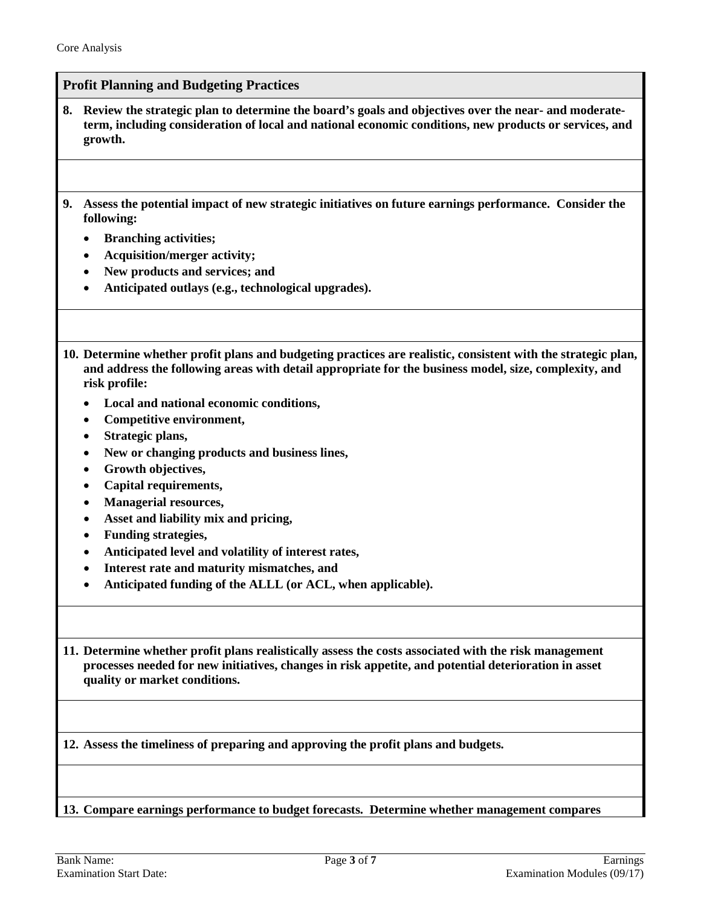## Profit Planning and Budgeting Practices

**8. Review the strategic plan to determine the board's goals and objectives over the near- and moderate-term, including consideration of local and national economic conditions, new products or services, and growth.**

**9. Assess the potential impact of new strategic initiatives on future earnings performance. Consider the following:**

- **Branching activities;**
- **Acquisition/merger activity;**
- **New products and services; and**
- **Anticipated outlays (e.g., technological upgrades).**

**10. Determine whether profit plans and budgeting practices are realistic, consistent with the strategic plan, and address the following areas with detail appropriate for the business model, size, complexity, and risk profile:**

- **Local and national economic conditions,**
- **Competitive environment,**
- **Strategic plans,**
- **New or changing products and business lines,**
- **Growth objectives,**
- **Capital requirements,**
- **Managerial resources,**
- **Asset and liability mix and pricing,**
- **Funding strategies,**
- **Anticipated level and volatility of interest rates,**
- **Interest rate and maturity mismatches, and**
- **Anticipated funding of the ALLL (or ACL, when applicable).**

**11. Determine whether profit plans realistically assess the costs associated with the risk management processes needed for new initiatives, changes in risk appetite, and potential deterioration in asset quality or market conditions.**

**12. Assess the timeliness of preparing and approving the profit plans and budgets.**

**13. Compare earnings performance to budget forecasts. Determine whether management compares**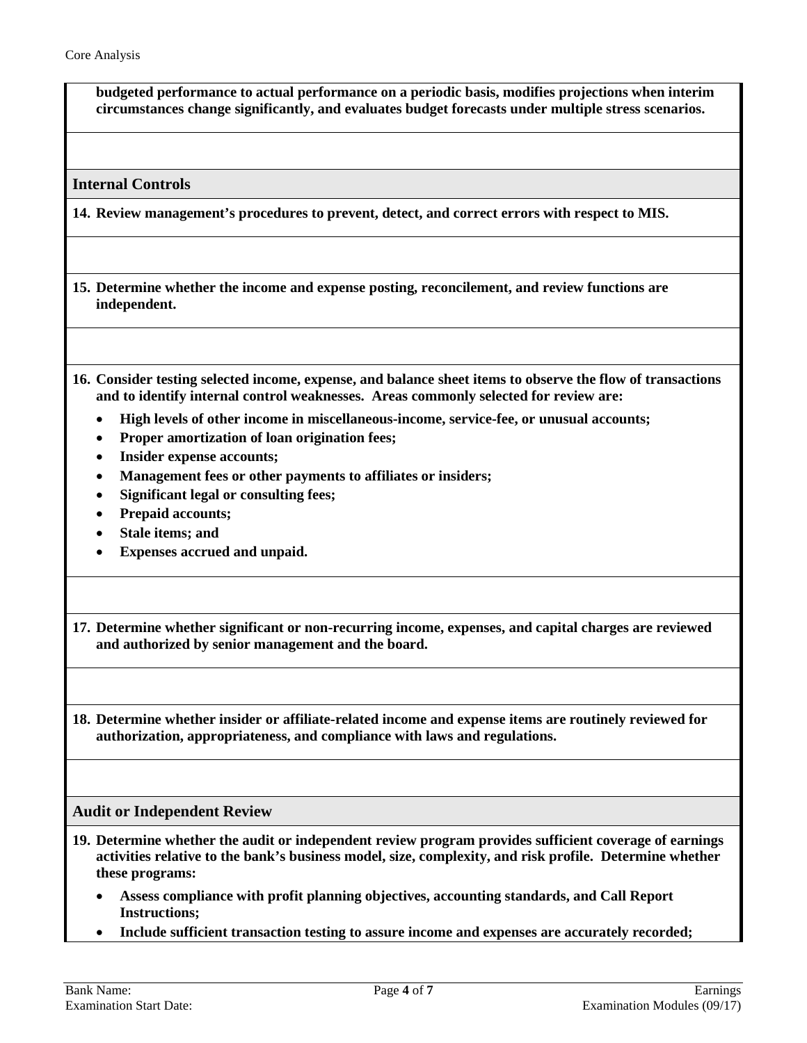**budgeted performance to actual performance on a periodic basis, modifies projections when interim circumstances change significantly, and evaluates budget forecasts under multiple stress scenarios.**

## Internal Controls

**14. Review management's procedures to prevent, detect, and correct errors with respect to MIS.**

**15. Determine whether the income and expense posting, reconcilement, and review functions are independent.**

**16. Consider testing selected income, expense, and balance sheet items to observe the flow of transactions and to identify internal control weaknesses. Areas commonly selected for review are:**

- **High levels of other income in miscellaneous-income, service-fee, or unusual accounts;**
- **Proper amortization of loan origination fees;**
- **Insider expense accounts;**
- **Management fees or other payments to affiliates or insiders;**
- **Significant legal or consulting fees;**
- **Prepaid accounts;**
- **Stale items; and**
- **Expenses accrued and unpaid.**

**17. Determine whether significant or non-recurring income, expenses, and capital charges are reviewed and authorized by senior management and the board.**

**18. Determine whether insider or affiliate-related income and expense items are routinely reviewed for authorization, appropriateness, and compliance with laws and regulations.**

## Audit or Independent Review

**19. Determine whether the audit or independent review program provides sufficient coverage of earnings activities relative to the bank's business model, size, complexity, and risk profile. Determine whether these programs:**

- **Assess compliance with profit planning objectives, accounting standards, and Call Report Instructions;**
- **Include sufficient transaction testing to assure income and expenses are accurately recorded;**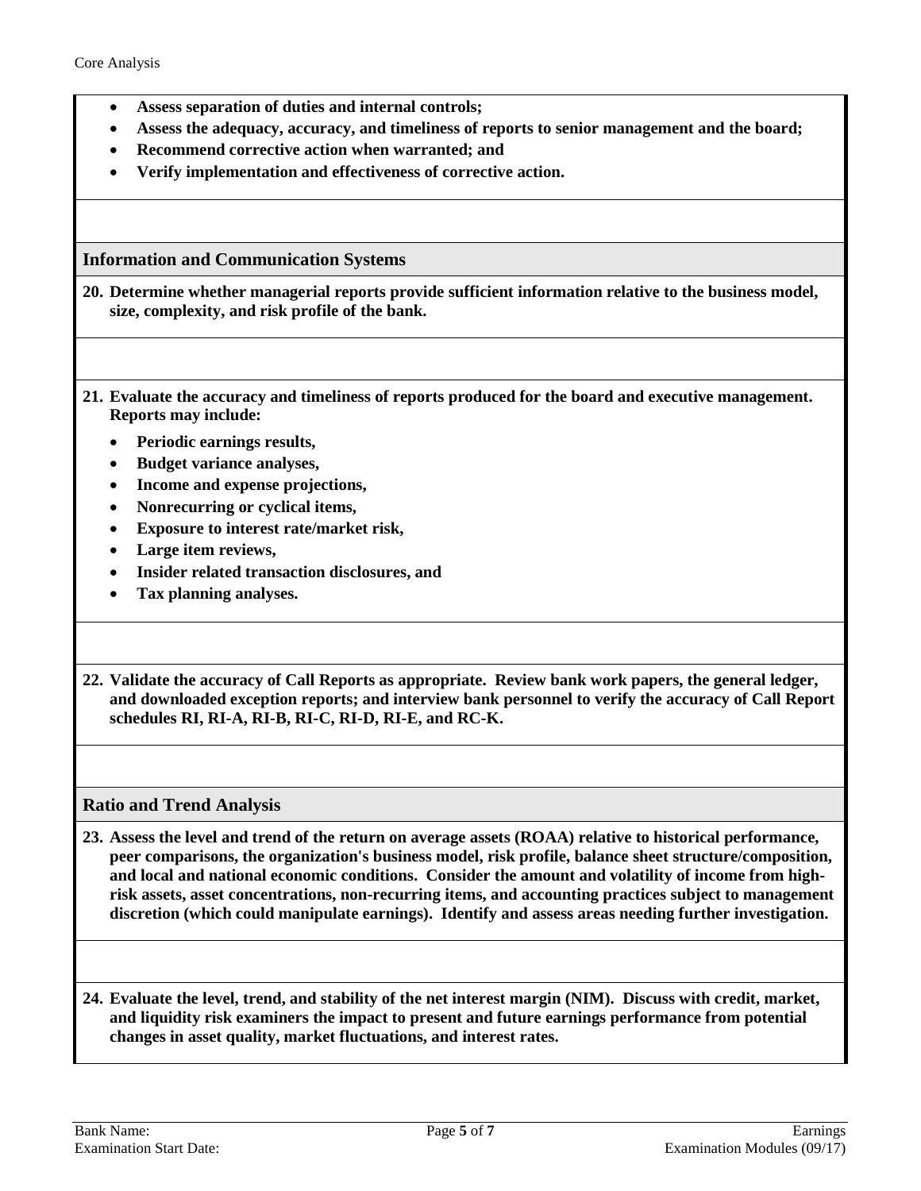- **Assess separation of duties and internal controls;**
- **Assess the adequacy, accuracy, and timeliness of reports to senior management and the board;**
- **Recommend corrective action when warranted; and**
- **Verify implementation and effectiveness of corrective action.**

## Information and Communication Systems

**20. Determine whether managerial reports provide sufficient information relative to the business model, size, complexity, and risk profile of the bank.**

**21. Evaluate the accuracy and timeliness of reports produced for the board and executive management. Reports may include:**

- **Periodic earnings results,**
- **Budget variance analyses,**
- **Income and expense projections,**
- **Nonrecurring or cyclical items,**
- **Exposure to interest rate/market risk,**
- **Large item reviews,**
- **Insider related transaction disclosures, and**
- **Tax planning analyses.**

**22. Validate the accuracy of Call Reports as appropriate. Review bank work papers, the general ledger, and downloaded exception reports; and interview bank personnel to verify the accuracy of Call Report schedules RI, RI-A, RI-B, RI-C, RI-D, RI-E, and RC-K.**

## Ratio and Trend Analysis

**23. Assess the level and trend of the return on average assets (ROAA) relative to historical performance, peer comparisons, the organization's business model, risk profile, balance sheet structure/composition, and local and national economic conditions. Consider the amount and volatility of income from high-risk assets, asset concentrations, non-recurring items, and accounting practices subject to management discretion (which could manipulate earnings). Identify and assess areas needing further investigation.**

**24. Evaluate the level, trend, and stability of the net interest margin (NIM). Discuss with credit, market, and liquidity risk examiners the impact to present and future earnings performance from potential changes in asset quality, market fluctuations, and interest rates.**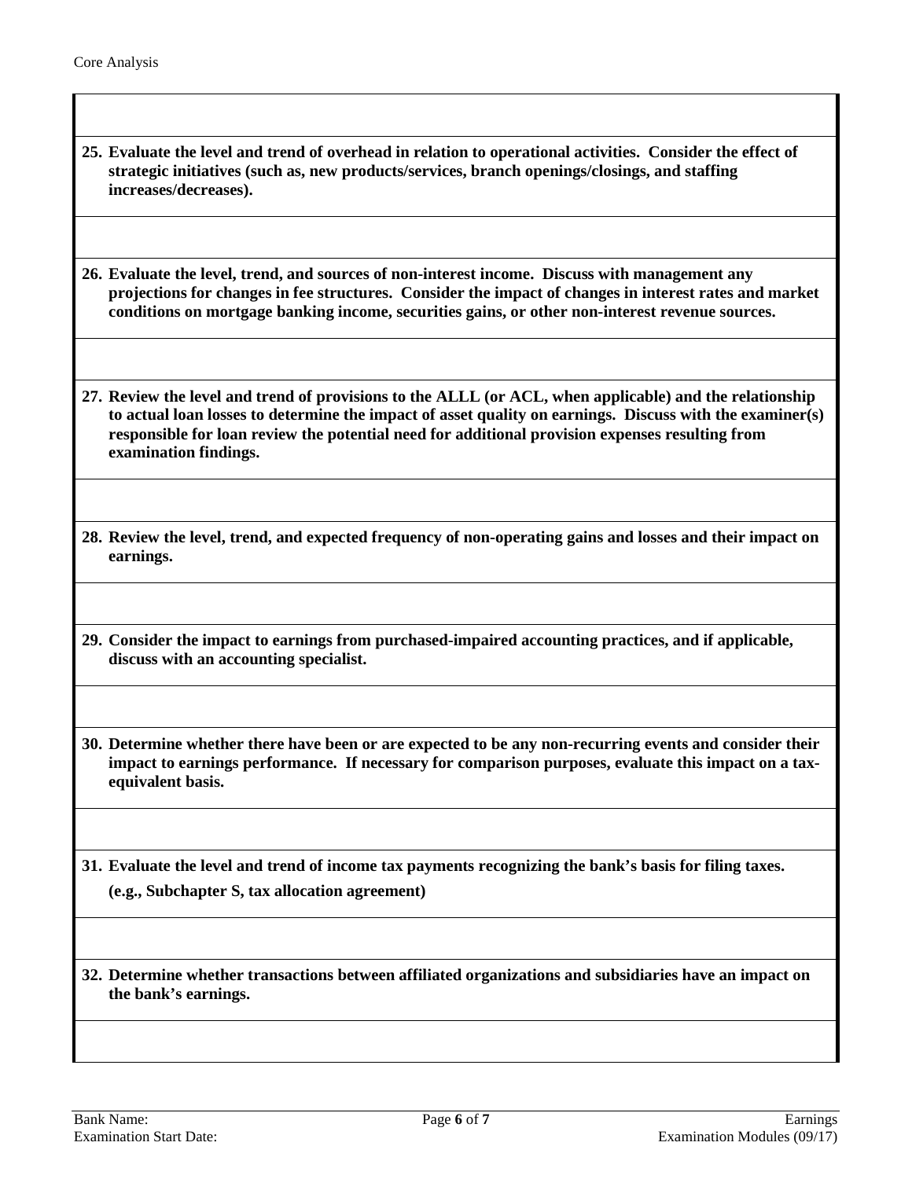**25. Evaluate the level and trend of overhead in relation to operational activities. Consider the effect of strategic initiatives (such as, new products/services, branch openings/closings, and staffing increases/decreases).**

**26. Evaluate the level, trend, and sources of non-interest income. Discuss with management any projections for changes in fee structures. Consider the impact of changes in interest rates and market conditions on mortgage banking income, securities gains, or other non-interest revenue sources.**

**27. Review the level and trend of provisions to the ALLL (or ACL, when applicable) and the relationship to actual loan losses to determine the impact of asset quality on earnings. Discuss with the examiner(s) responsible for loan review the potential need for additional provision expenses resulting from examination findings.**

**28. Review the level, trend, and expected frequency of non-operating gains and losses and their impact on earnings.**

**29. Consider the impact to earnings from purchased-impaired accounting practices, and if applicable, discuss with an accounting specialist.**

**30. Determine whether there have been or are expected to be any non-recurring events and consider their impact to earnings performance. If necessary for comparison purposes, evaluate this impact on a tax-equivalent basis.**

**31. Evaluate the level and trend of income tax payments recognizing the bank's basis for filing taxes. (e.g., Subchapter S, tax allocation agreement)**

**32. Determine whether transactions between affiliated organizations and subsidiaries have an impact on the bank's earnings.**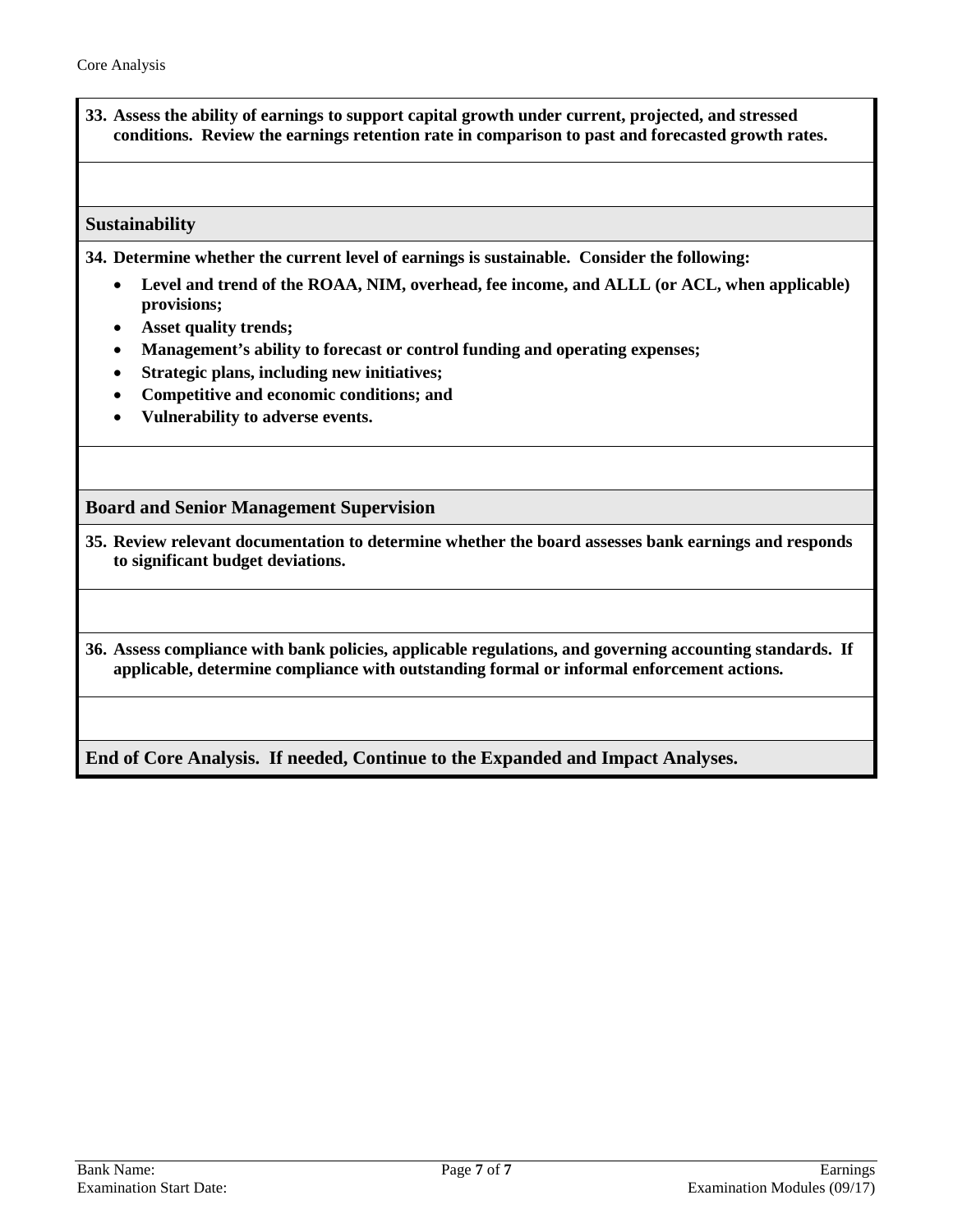**33. Assess the ability of earnings to support capital growth under current, projected, and stressed conditions. Review the earnings retention rate in comparison to past and forecasted growth rates.**

## Sustainability

**34. Determine whether the current level of earnings is sustainable. Consider the following:**

- **Level and trend of the ROAA, NIM, overhead, fee income, and ALLL (or ACL, when applicable) provisions;**
- **Asset quality trends;**
- **Management's ability to forecast or control funding and operating expenses;**
- **Strategic plans, including new initiatives;**
- **Competitive and economic conditions; and**
- **Vulnerability to adverse events.**

## Board and Senior Management Supervision

**35. Review relevant documentation to determine whether the board assesses bank earnings and responds to significant budget deviations.**

**36. Assess compliance with bank policies, applicable regulations, and governing accounting standards. If applicable, determine compliance with outstanding formal or informal enforcement actions.**

**End of Core Analysis. If needed, Continue to the Expanded and Impact Analyses.**

Bank Name:
Examination Start Date: